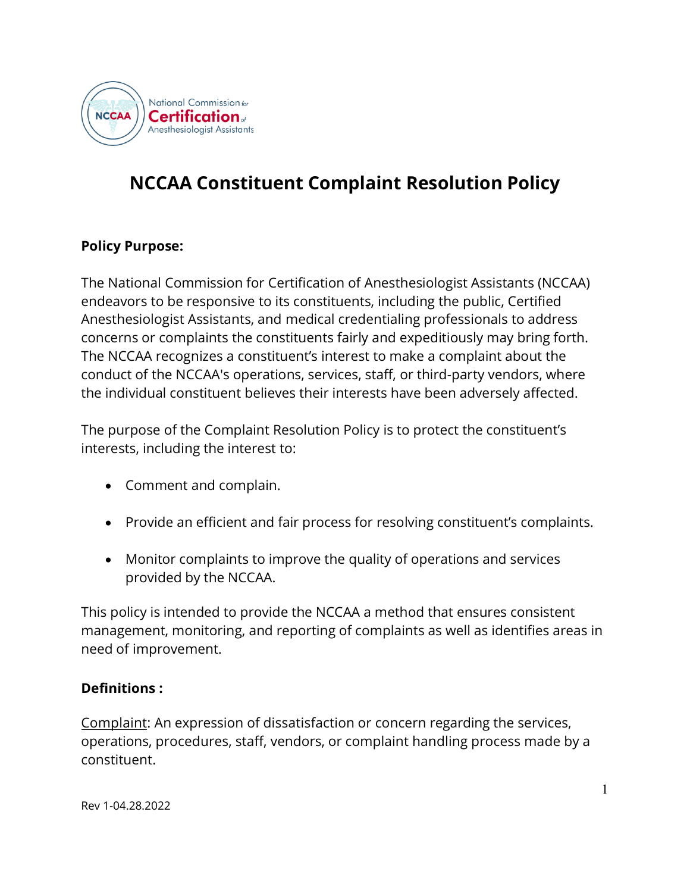# NCCAA Constituent Complaint Resolution Policy

**Policy Purpose:**

The National Commission for Certification of Anesthesiologist Assistants (NCCAA) endeavors to be responsive to its constituents, including the public, Certified Anesthesiologist Assistants, and medical credentialing professionals to address concerns or complaints the constituents fairly and expeditiously may bring forth. The NCCAA recognizes a constituent's interest to make a complaint about the conduct of the NCCAA's operations, services, staff, or third-party vendors, where the individual constituent believes their interests have been adversely affected.

The purpose of the Complaint Resolution Policy is to protect the constituent's interests, including the interest to:

- Comment and complain.
- Provide an efficient and fair process for resolving constituent's complaints.
- Monitor complaints to improve the quality of operations and services provided by the NCCAA.

This policy is intended to provide the NCCAA a method that ensures consistent management, monitoring, and reporting of complaints as well as identifies areas in need of improvement.

**Definitions :**

Complaint: An expression of dissatisfaction or concern regarding the services, operations, procedures, staff, vendors, or complaint handling process made by a constituent.

Rev 1-04.28.2022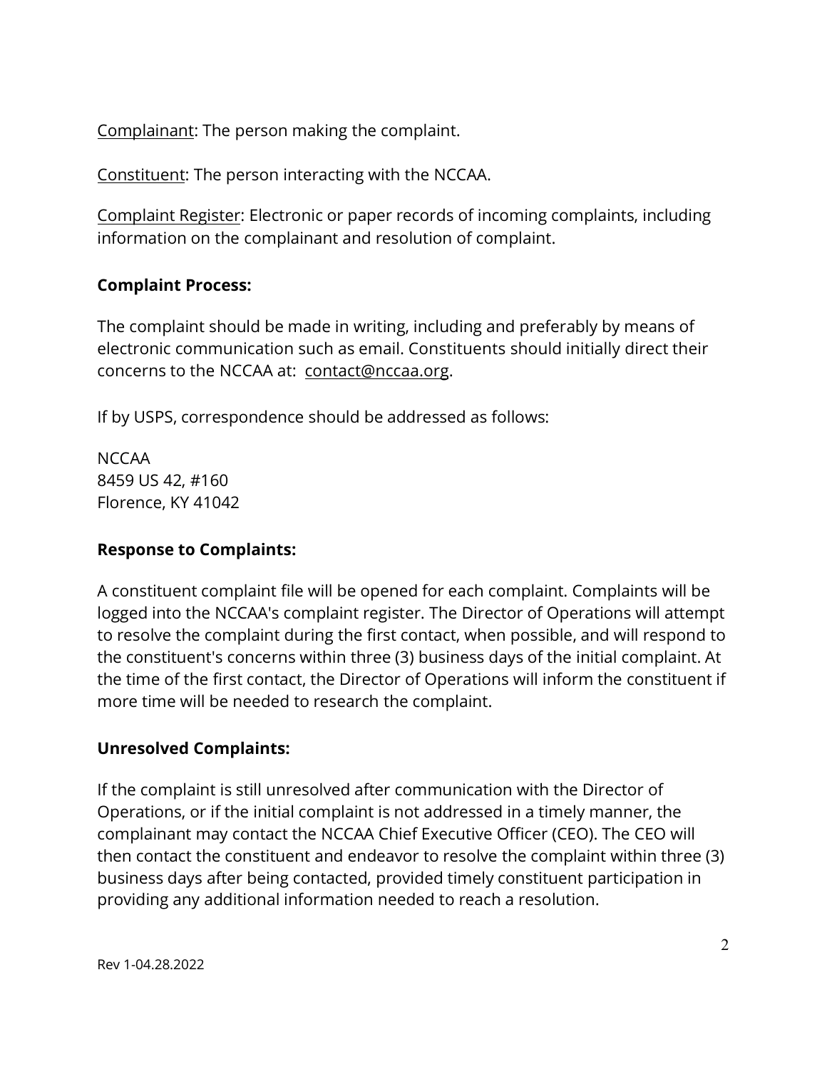Complainant: The person making the complaint.

Constituent: The person interacting with the NCCAA.

Complaint Register: Electronic or paper records of incoming complaints, including information on the complainant and resolution of complaint.

**Complaint Process:**

The complaint should be made in writing, including and preferably by means of electronic communication such as email. Constituents should initially direct their concerns to the NCCAA at: contact@nccaa.org.

If by USPS, correspondence should be addressed as follows:

NCCAA
8459 US 42, #160
Florence, KY 41042

**Response to Complaints:**

A constituent complaint file will be opened for each complaint. Complaints will be logged into the NCCAA's complaint register. The Director of Operations will attempt to resolve the complaint during the first contact, when possible, and will respond to the constituent's concerns within three (3) business days of the initial complaint. At the time of the first contact, the Director of Operations will inform the constituent if more time will be needed to research the complaint.

**Unresolved Complaints:**

If the complaint is still unresolved after communication with the Director of Operations, or if the initial complaint is not addressed in a timely manner, the complainant may contact the NCCAA Chief Executive Officer (CEO). The CEO will then contact the constituent and endeavor to resolve the complaint within three (3) business days after being contacted, provided timely constituent participation in providing any additional information needed to reach a resolution.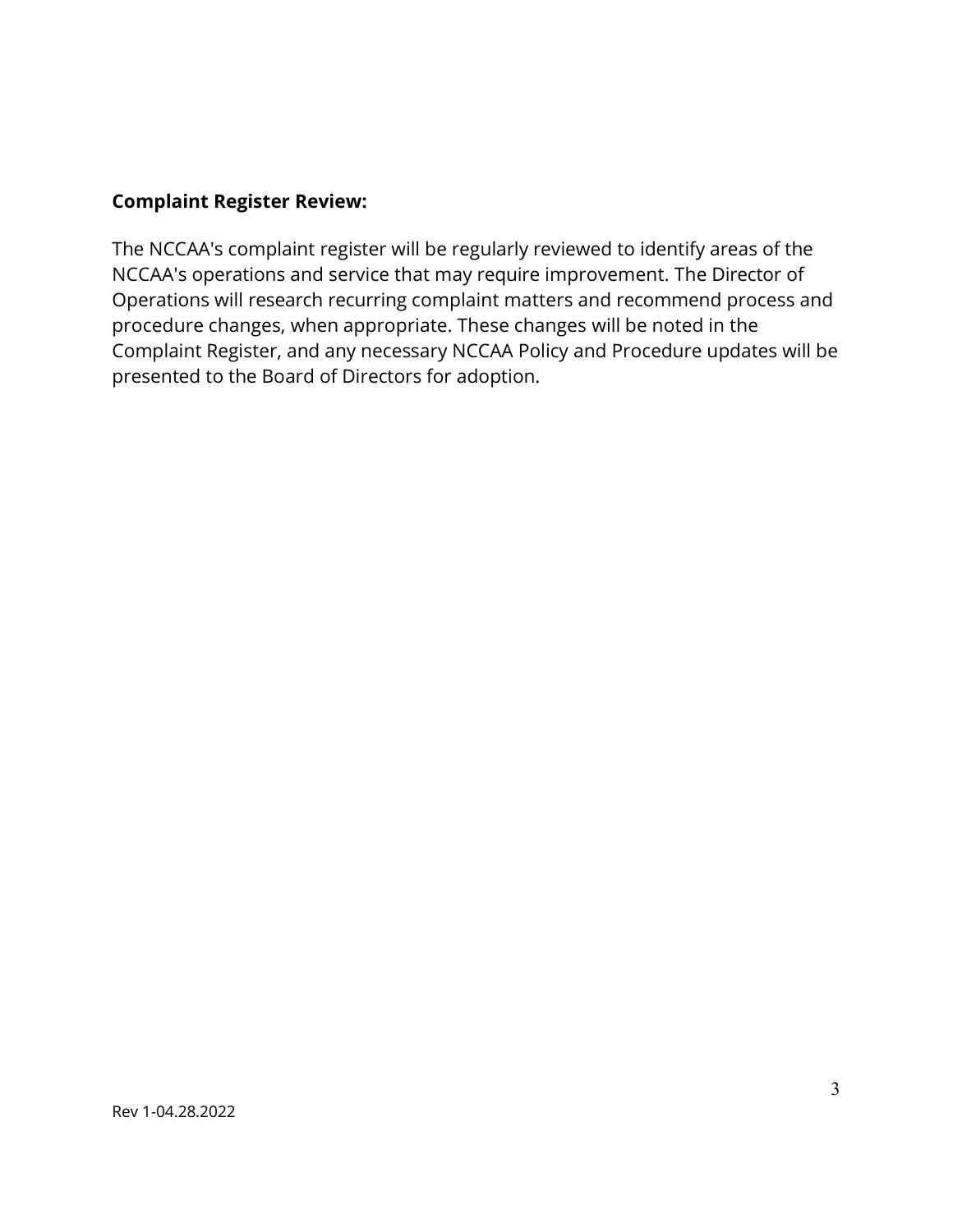**Complaint Register Review:**

The NCCAA's complaint register will be regularly reviewed to identify areas of the NCCAA's operations and service that may require improvement. The Director of Operations will research recurring complaint matters and recommend process and procedure changes, when appropriate. These changes will be noted in the Complaint Register, and any necessary NCCAA Policy and Procedure updates will be presented to the Board of Directors for adoption.